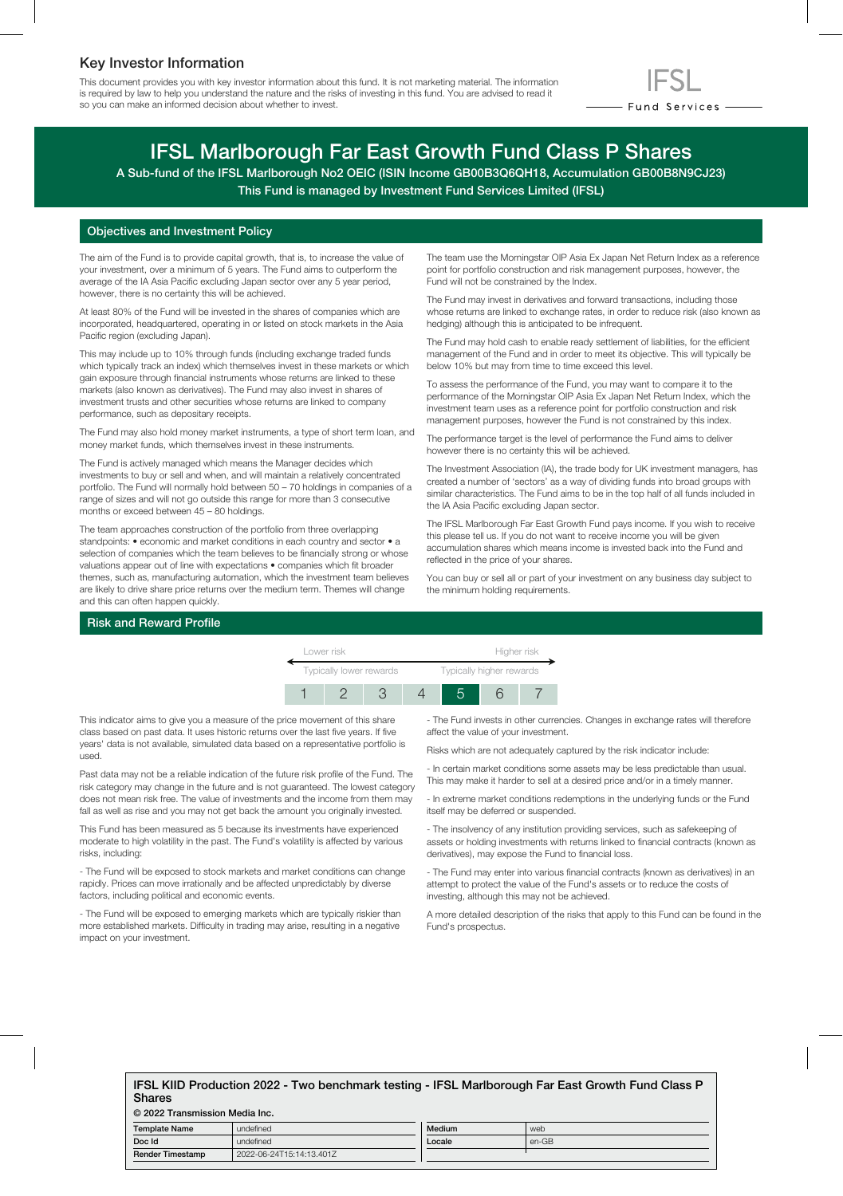## Key Investor Information

This document provides you with key investor information about this fund. It is not marketing material. The information is required by law to help you understand the nature and the risks of investing in this fund. You are advised to read it so you can make an informed decision about whether to invest.

IFSL Fund Services

# IFSL Marlborough Far East Growth Fund Class P Shares

A Sub-fund of the IFSL Marlborough No2 OEIC (ISIN Income GB00B3Q6QH18, Accumulation GB00B8N9CJ23)

This Fund is managed by Investment Fund Services Limited (IFSL)

## Objectives and Investment Policy

The aim of the Fund is to provide capital growth, that is, to increase the value of your investment, over a minimum of 5 years. The Fund aims to outperform the average of the IA Asia Pacific excluding Japan sector over any 5 year period, however, there is no certainty this will be achieved.

At least 80% of the Fund will be invested in the shares of companies which are incorporated, headquartered, operating in or listed on stock markets in the Asia Pacific region (excluding Japan).

This may include up to 10% through funds (including exchange traded funds which typically track an index) which themselves invest in these markets or which gain exposure through financial instruments whose returns are linked to these markets (also known as derivatives). The Fund may also invest in shares of investment trusts and other securities whose returns are linked to company performance, such as depositary receipts.

The Fund may also hold money market instruments, a type of short term loan, and money market funds, which themselves invest in these instruments.

The Fund is actively managed which means the Manager decides which investments to buy or sell and when, and will maintain a relatively concentrated portfolio. The Fund will normally hold between 50 – 70 holdings in companies of a range of sizes and will not go outside this range for more than 3 consecutive months or exceed between 45 – 80 holdings.

The team approaches construction of the portfolio from three overlapping standpoints: • economic and market conditions in each country and sector • a selection of companies which the team believes to be financially strong or whose valuations appear out of line with expectations • companies which fit broader themes, such as, manufacturing automation, which the investment team believes are likely to drive share price returns over the medium term. Themes will change and this can often happen quickly.

The team use the Morningstar OIP Asia Ex Japan Net Return Index as a reference point for portfolio construction and risk management purposes, however, the Fund will not be constrained by the Index.

The Fund may invest in derivatives and forward transactions, including those whose returns are linked to exchange rates, in order to reduce risk (also known as hedging) although this is anticipated to be infrequent.

The Fund may hold cash to enable ready settlement of liabilities, for the efficient management of the Fund and in order to meet its objective. This will typically be below 10% but may from time to time exceed this level.

To assess the performance of the Fund, you may want to compare it to the performance of the Morningstar OIP Asia Ex Japan Net Return Index, which the investment team uses as a reference point for portfolio construction and risk management purposes, however the Fund is not constrained by this index.

The performance target is the level of performance the Fund aims to deliver however there is no certainty this will be achieved.

The Investment Association (IA), the trade body for UK investment managers, has created a number of 'sectors' as a way of dividing funds into broad groups with similar characteristics. The Fund aims to be in the top half of all funds included in the IA Asia Pacific excluding Japan sector.

The IFSL Marlborough Far East Growth Fund pays income. If you wish to receive this please tell us. If you do not want to receive income you will be given accumulation shares which means income is invested back into the Fund and reflected in the price of your shares.

You can buy or sell all or part of your investment on any business day subject to the minimum holding requirements.

## Risk and Reward Profile

| Lower risk | | | | | | Higher risk |
|---|---|---|---|---|---|---|
| Typically lower rewards | | | | | | Typically higher rewards |
| 1 | 2 | 3 | 4 | **5** | 6 | 7 |

This indicator aims to give you a measure of the price movement of this share class based on past data. It uses historic returns over the last five years. If five years' data is not available, simulated data based on a representative portfolio is used.

Past data may not be a reliable indication of the future risk profile of the Fund. The risk category may change in the future and is not guaranteed. The lowest category does not mean risk free. The value of investments and the income from them may fall as well as rise and you may not get back the amount you originally invested.

This Fund has been measured as 5 because its investments have experienced moderate to high volatility in the past. The Fund's volatility is affected by various risks, including:

- The Fund will be exposed to stock markets and market conditions can change rapidly. Prices can move irrationally and be affected unpredictably by diverse factors, including political and economic events.

- The Fund will be exposed to emerging markets which are typically riskier than more established markets. Difficulty in trading may arise, resulting in a negative impact on your investment.

- The Fund invests in other currencies. Changes in exchange rates will therefore affect the value of your investment.

Risks which are not adequately captured by the risk indicator include:

- In certain market conditions some assets may be less predictable than usual. This may make it harder to sell at a desired price and/or in a timely manner.

- In extreme market conditions redemptions in the underlying funds or the Fund itself may be deferred or suspended.

- The insolvency of any institution providing services, such as safekeeping of assets or holding investments with returns linked to financial contracts (known as derivatives), may expose the Fund to financial loss.

- The Fund may enter into various financial contracts (known as derivatives) in an attempt to protect the value of the Fund's assets or to reduce the costs of investing, although this may not be achieved.

A more detailed description of the risks that apply to this Fund can be found in the Fund's prospectus.

**IFSL KIID Production 2022 - Two benchmark testing - IFSL Marlborough Far East Growth Fund Class P Shares**

**© 2022 Transmission Media Inc.**

| Template Name | undefined | Medium | web |
|---|---|---|---|
| Doc Id | undefined | Locale | en-GB |
| Render Timestamp | 2022-06-24T15:14:13.401Z | | |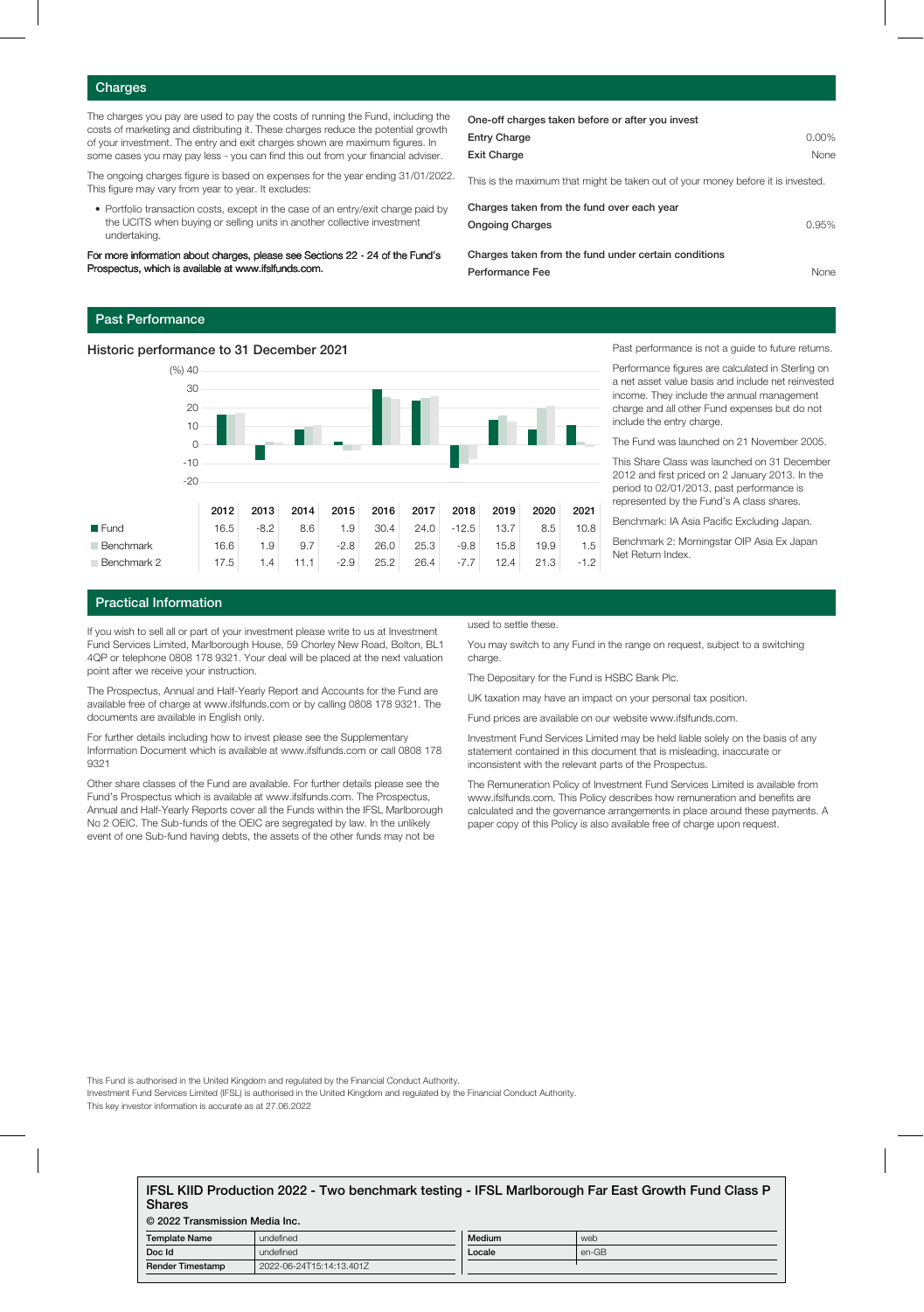## Charges

The charges you pay are used to pay the costs of running the Fund, including the costs of marketing and distributing it. These charges reduce the potential growth of your investment. The entry and exit charges shown are maximum figures. In some cases you may pay less - you can find this out from your financial adviser.

The ongoing charges figure is based on expenses for the year ending 31/01/2022. This figure may vary from year to year. It excludes:

- Portfolio transaction costs, except in the case of an entry/exit charge paid by the UCITS when buying or selling units in another collective investment undertaking.

**For more information about charges, please see Sections 22 - 24 of the Fund's Prospectus, which is available at www.ifslfunds.com.**

| One-off charges taken before or after you invest | |
|---|---|
| Entry Charge | 0.00% |
| Exit Charge | None |

This is the maximum that might be taken out of your money before it is invested.

| Charges taken from the fund over each year | |
|---|---|
| Ongoing Charges | 0.95% |

| Charges taken from the fund under certain conditions | |
|---|---|
| Performance Fee | None |

## Past Performance

### Historic performance to 31 December 2021

(%) 40
30
20
10
0
-10
-20

| | 2012 | 2013 | 2014 | 2015 | 2016 | 2017 | 2018 | 2019 | 2020 | 2021 |
|---|---|---|---|---|---|---|---|---|---|---|
| Fund | 16.5 | -8.2 | 8.6 | 1.9 | 30.4 | 24.0 | -12.5 | 13.7 | 8.5 | 10.8 |
| Benchmark | 16.6 | 1.9 | 9.7 | -2.8 | 26.0 | 25.3 | -9.8 | 15.8 | 19.9 | 1.5 |
| Benchmark 2 | 17.5 | 1.4 | 11.1 | -2.9 | 25.2 | 26.4 | -7.7 | 12.4 | 21.3 | -1.2 |

Past performance is not a guide to future returns.

Performance figures are calculated in Sterling on a net asset value basis and include net reinvested income. They include the annual management charge and all other Fund expenses but do not include the entry charge.

The Fund was launched on 21 November 2005.

This Share Class was launched on 31 December 2012 and first priced on 2 January 2013. In the period to 02/01/2013, past performance is represented by the Fund's A class shares.

Benchmark: IA Asia Pacific Excluding Japan.

Benchmark 2: Morningstar OIP Asia Ex Japan Net Return Index.

## Practical Information

If you wish to sell all or part of your investment please write to us at Investment Fund Services Limited, Marlborough House, 59 Chorley New Road, Bolton, BL1 4QP or telephone 0808 178 9321. Your deal will be placed at the next valuation point after we receive your instruction.

The Prospectus, Annual and Half-Yearly Report and Accounts for the Fund are available free of charge at www.ifslfunds.com or by calling 0808 178 9321. The documents are available in English only.

For further details including how to invest please see the Supplementary Information Document which is available at www.ifslfunds.com or call 0808 178 9321

Other share classes of the Fund are available. For further details please see the Fund's Prospectus which is available at www.ifslfunds.com. The Prospectus, Annual and Half-Yearly Reports cover all the Funds within the IFSL Marlborough No 2 OEIC. The Sub-funds of the OEIC are segregated by law. In the unlikely event of one Sub-fund having debts, the assets of the other funds may not be used to settle these.

You may switch to any Fund in the range on request, subject to a switching charge.

The Depositary for the Fund is HSBC Bank Plc.

UK taxation may have an impact on your personal tax position.

Fund prices are available on our website www.ifslfunds.com.

Investment Fund Services Limited may be held liable solely on the basis of any statement contained in this document that is misleading, inaccurate or inconsistent with the relevant parts of the Prospectus.

The Remuneration Policy of Investment Fund Services Limited is available from www.ifslfunds.com. This Policy describes how remuneration and benefits are calculated and the governance arrangements in place around these payments. A paper copy of this Policy is also available free of charge upon request.

This Fund is authorised in the United Kingdom and regulated by the Financial Conduct Authority.
Investment Fund Services Limited (IFSL) is authorised in the United Kingdom and regulated by the Financial Conduct Authority.
This key investor information is accurate as at 27.06.2022